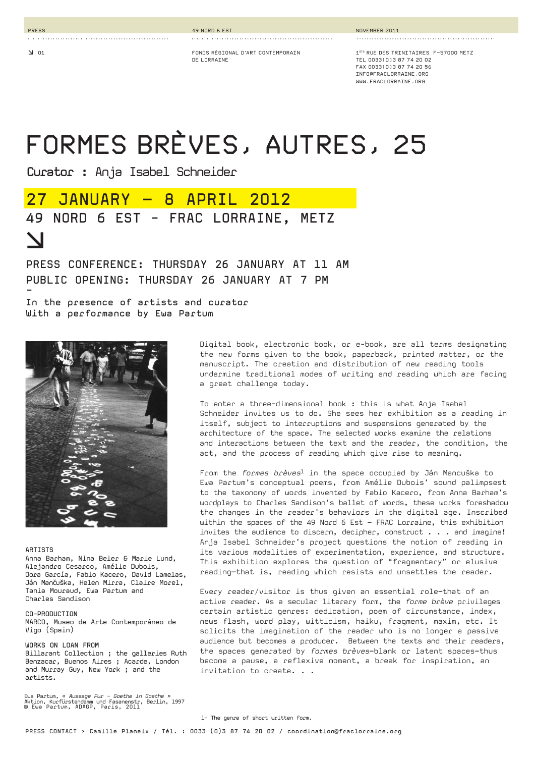PRESS — 49 NORD 6 EST — NOVEMBER 2011

FONDS RÉGIONAL D'ART CONTEMPORAIN DE LORRAINE

1BIS RUE DES TRINITAIRES F-57000 METZ
TEL 0033(0)3 87 74 20 02
FAX 0033(0)3 87 74 20 56
INFO@FRACLORRAINE.ORG
WWW.FRACLORRAINE.ORG

# FORMES BRÈVES, AUTRES, 25

Curator : Anja Isabel Schneider

## 27 JANUARY – 8 APRIL 2012

## 49 NORD 6 EST – FRAC LORRAINE, METZ

PRESS CONFERENCE: THURSDAY 26 JANUARY AT 11 AM
PUBLIC OPENING: THURSDAY 26 JANUARY AT 7 PM

-

In the presence of artists and curator
With a performance by Ewa Partum

Digital book, electronic book, or e-book, are all terms designating the new forms given to the book, paperback, printed matter, or the manuscript. The creation and distribution of new reading tools undermine traditional modes of writing and reading which are facing a great challenge today.

To enter a three-dimensional book : this is what Anja Isabel Schneider invites us to do. She sees her exhibition as a reading in itself, subject to interruptions and suspensions generated by the architecture of the space. The selected works examine the relations and interactions between the text and the reader, the condition, the act, and the process of reading which give rise to meaning.

From the *formes brèves*[1] in the space occupied by Ján Mancuška to Ewa Partum's conceptual poems, from Amélie Dubois' sound palimpsest to the taxonomy of words invented by Fabio Kacero, from Anna Barham's wordplays to Charles Sandison's ballet of words, these works foreshadow the changes in the reader's behaviors in the digital age. Inscribed within the spaces of the 49 Nord 6 Est – FRAC Lorraine, this exhibition invites the audience to discern, decipher, construct . . . and imagine! Anja Isabel Schneider's project questions the notion of reading in its various modalities of experimentation, experience, and structure. This exhibition explores the question of "fragmentary" or elusive reading—that is, reading which resists and unsettles the reader.

Every reader/visitor is thus given an essential role—that of an active reader. As a secular literary form, the *forme brève* privileges certain artistic genres: dedication, poem of circumstance, index, news flash, word play, witticism, haiku, fragment, maxim, etc. It solicits the imagination of the reader who is no longer a passive audience but becomes a producer. Between the texts and their readers, the spaces generated by *formes brèves*—blank or latent spaces—thus become a pause, a reflexive moment, a break for inspiration, an invitation to create. . .

1- The genre of short written form.

### ARTISTS

Anna Barham, Nina Beier & Marie Lund, Alejandro Cesarco, Amélie Dubois, Dora García, Fabio Kacero, David Lamelas, Ján Mančuška, Helen Mirra, Claire Morel, Tania Mouraud, Ewa Partum and Charles Sandison

### CO-PRODUCTION

MARCO, Museo de Arte Contemporáneo de Vigo (Spain)

### WORKS ON LOAN FROM

Billarant Collection ; the galleries Ruth Benzacar, Buenos Aires ; Acarde, London and Murray Guy, New York ; and the artists.

Ewa Partum, « *Aussage Pur - Goethe in Goethe* » Aktion, Kurfürstendamm und Fasanenstr, Berlin, 1997
© Ewa Partum, ADAGP, Paris, 2011

PRESS CONTACT › Camille Planeix / Tél. : 0033 (0)3 87 74 20 02 / coordination@fraclorraine.org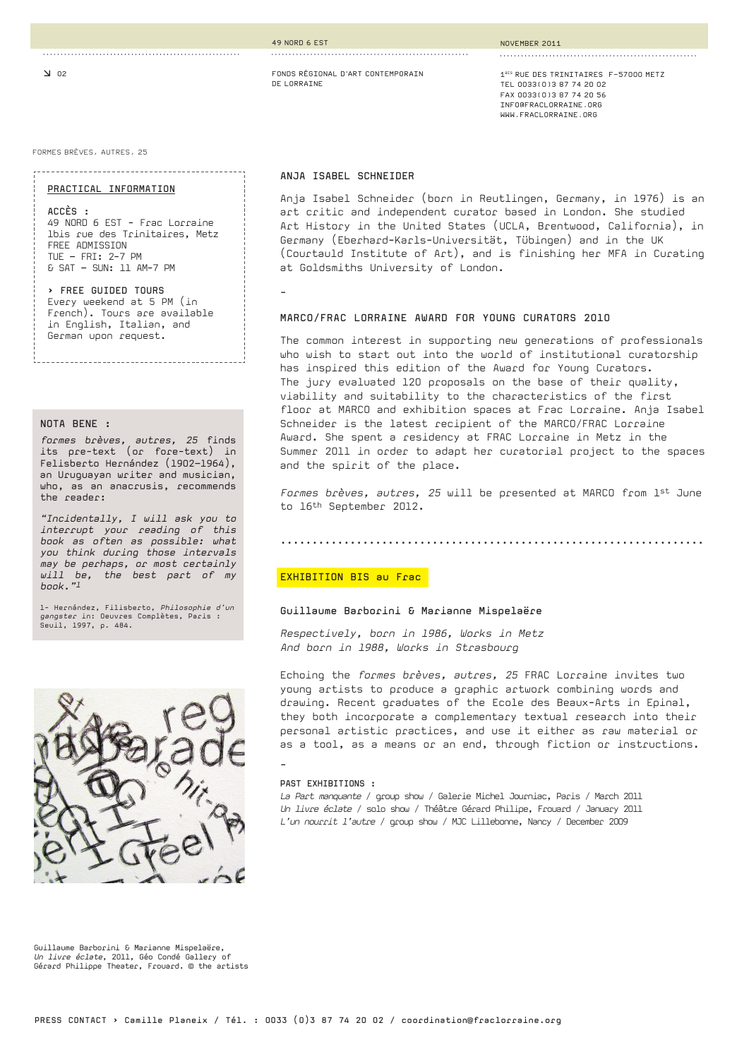FORMES BRÈVES, AUTRES, 25

PRACTICAL INFORMATION

ACCÈS :
49 NORD 6 EST - Frac Lorraine
1bis rue des Trinitaires, Metz
FREE ADMISSION
TUE – FRI: 2-7 PM
& SAT – SUN: 11 AM-7 PM

› FREE GUIDED TOURS
Every weekend at 5 PM (in French). Tours are available in English, Italian, and German upon request.

NOTA BENE :

*formes brèves, autres, 25* finds its pre-text (or fore-text) in Felisberto Hernández (1902-1964), an Uruguayan writer and musician, who, as an anacrusis, recommends the reader:

*"Incidentally, I will ask you to interrupt your reading of this book as often as possible: what you think during those intervals may be perhaps, or most certainly will be, the best part of my book."*[1]

1- Hernández, Filisberto, *Philosophie d'un gangster* in: Oeuvres Complètes, Paris : Seuil, 1997, p. 484.

Guillaume Barborini & Marianne Mispelaëre, *Un livre éclate*, 2011, Géo Condé Gallery of Gérard Philippe Theater, Frouard. © the artists

## ANJA ISABEL SCHNEIDER

Anja Isabel Schneider (born in Reutlingen, Germany, in 1976) is an art critic and independent curator based in London. She studied Art History in the United States (UCLA, Brentwood, California), in Germany (Eberhard-Karls-Universität, Tübingen) and in the UK (Courtauld Institute of Art), and is finishing her MFA in Curating at Goldsmiths University of London.

-

## MARCO/FRAC LORRAINE AWARD FOR YOUNG CURATORS 2010

The common interest in supporting new generations of professionals who wish to start out into the world of institutional curatorship has inspired this edition of the Award for Young Curators.
The jury evaluated 120 proposals on the base of their quality, viability and suitability to the characteristics of the first floor at MARCO and exhibition spaces at Frac Lorraine. Anja Isabel Schneider is the latest recipient of the MARCO/FRAC Lorraine Award. She spent a residency at FRAC Lorraine in Metz in the Summer 2011 in order to adapt her curatorial project to the spaces and the spirit of the place.

*Formes brèves, autres, 25* will be presented at MARCO from 1st June to 16th September 2012.

## EXHIBITION BIS au Frac

### Guillaume Barborini & Marianne Mispelaëre

*Respectively, born in 1986, Works in Metz*
*And born in 1988, Works in Strasbourg*

Echoing the *formes brèves, autres, 25* FRAC Lorraine invites two young artists to produce a graphic artwork combining words and drawing. Recent graduates of the Ecole des Beaux-Arts in Epinal, they both incorporate a complementary textual research into their personal artistic practices, and use it either as raw material or as a tool, as a means or an end, through fiction or instructions.

-

PAST EXHIBITIONS :
*La Part manquante* / group show / Galerie Michel Journiac, Paris / March 2011
*Un livre éclate* / solo show / Théâtre Gérard Philipe, Frouard / January 2011
*L'un nourrit l'autre* / group show / MJC Lillebonne, Nancy / December 2009

PRESS CONTACT › Camille Planeix / Tél. : 0033 (0)3 87 74 20 02 / coordination@fraclorraine.org